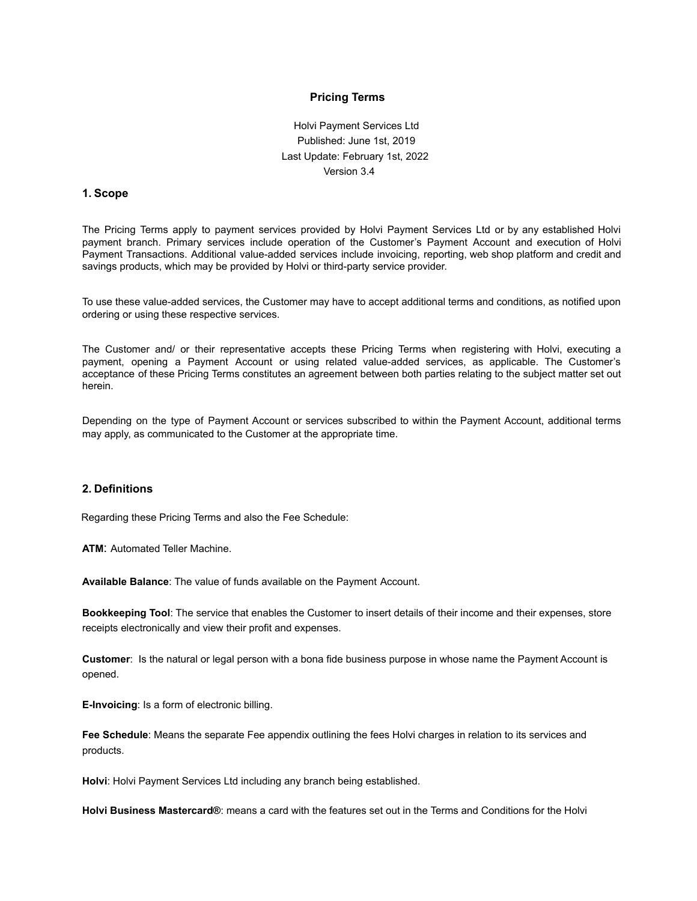# Pricing Terms

Holvi Payment Services Ltd
Published: June 1st, 2019
Last Update: February 1st, 2022
Version 3.4

## 1. Scope

The Pricing Terms apply to payment services provided by Holvi Payment Services Ltd or by any established Holvi payment branch. Primary services include operation of the Customer's Payment Account and execution of Holvi Payment Transactions. Additional value-added services include invoicing, reporting, web shop platform and credit and savings products, which may be provided by Holvi or third-party service provider.

To use these value-added services, the Customer may have to accept additional terms and conditions, as notified upon ordering or using these respective services.

The Customer and/ or their representative accepts these Pricing Terms when registering with Holvi, executing a payment, opening a Payment Account or using related value-added services, as applicable. The Customer's acceptance of these Pricing Terms constitutes an agreement between both parties relating to the subject matter set out herein.

Depending on the type of Payment Account or services subscribed to within the Payment Account, additional terms may apply, as communicated to the Customer at the appropriate time.

## 2. Definitions

Regarding these Pricing Terms and also the Fee Schedule:

**ATM**: Automated Teller Machine.

**Available Balance**: The value of funds available on the Payment Account.

**Bookkeeping Tool**: The service that enables the Customer to insert details of their income and their expenses, store receipts electronically and view their profit and expenses.

**Customer**: Is the natural or legal person with a bona fide business purpose in whose name the Payment Account is opened.

**E-Invoicing**: Is a form of electronic billing.

**Fee Schedule**: Means the separate Fee appendix outlining the fees Holvi charges in relation to its services and products.

**Holvi**: Holvi Payment Services Ltd including any branch being established.

**Holvi Business Mastercard®**: means a card with the features set out in the Terms and Conditions for the Holvi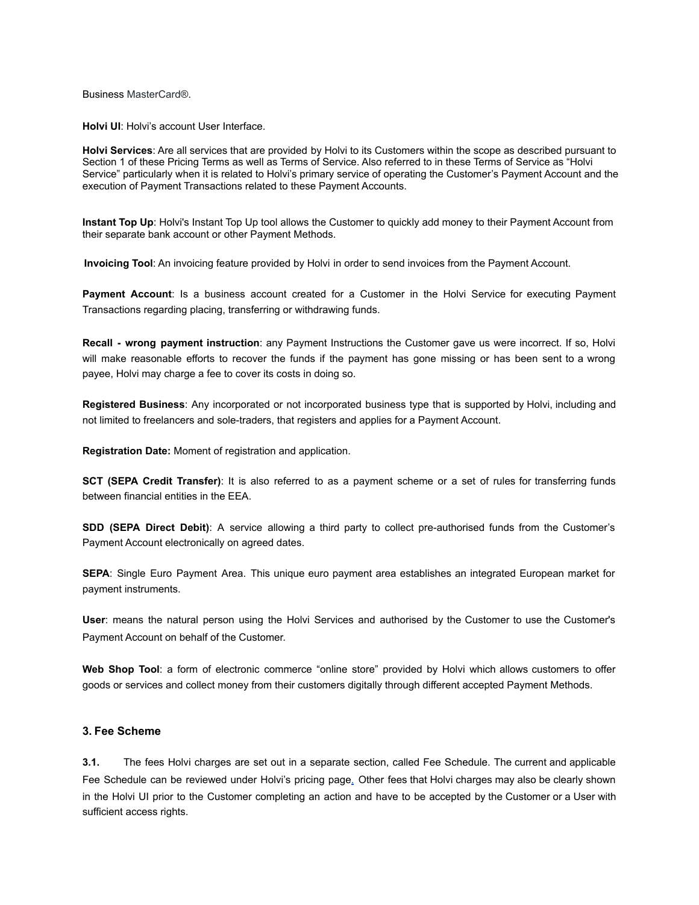Business MasterCard®.

**Holvi UI**: Holvi's account User Interface.

**Holvi Services**: Are all services that are provided by Holvi to its Customers within the scope as described pursuant to Section 1 of these Pricing Terms as well as Terms of Service. Also referred to in these Terms of Service as "Holvi Service" particularly when it is related to Holvi's primary service of operating the Customer's Payment Account and the execution of Payment Transactions related to these Payment Accounts.

**Instant Top Up**: Holvi's Instant Top Up tool allows the Customer to quickly add money to their Payment Account from their separate bank account or other Payment Methods.

**Invoicing Tool**: An invoicing feature provided by Holvi in order to send invoices from the Payment Account.

**Payment Account**: Is a business account created for a Customer in the Holvi Service for executing Payment Transactions regarding placing, transferring or withdrawing funds.

**Recall - wrong payment instruction**: any Payment Instructions the Customer gave us were incorrect. If so, Holvi will make reasonable efforts to recover the funds if the payment has gone missing or has been sent to a wrong payee, Holvi may charge a fee to cover its costs in doing so.

**Registered Business**: Any incorporated or not incorporated business type that is supported by Holvi, including and not limited to freelancers and sole-traders, that registers and applies for a Payment Account.

**Registration Date:** Moment of registration and application.

**SCT (SEPA Credit Transfer)**: It is also referred to as a payment scheme or a set of rules for transferring funds between financial entities in the EEA.

**SDD (SEPA Direct Debit)**: A service allowing a third party to collect pre-authorised funds from the Customer's Payment Account electronically on agreed dates.

**SEPA**: Single Euro Payment Area. This unique euro payment area establishes an integrated European market for payment instruments.

**User**: means the natural person using the Holvi Services and authorised by the Customer to use the Customer's Payment Account on behalf of the Customer.

**Web Shop Tool**: a form of electronic commerce "online store" provided by Holvi which allows customers to offer goods or services and collect money from their customers digitally through different accepted Payment Methods.

### 3. Fee Scheme

**3.1.** The fees Holvi charges are set out in a separate section, called Fee Schedule. The current and applicable Fee Schedule can be reviewed under Holvi's pricing page. Other fees that Holvi charges may also be clearly shown in the Holvi UI prior to the Customer completing an action and have to be accepted by the Customer or a User with sufficient access rights.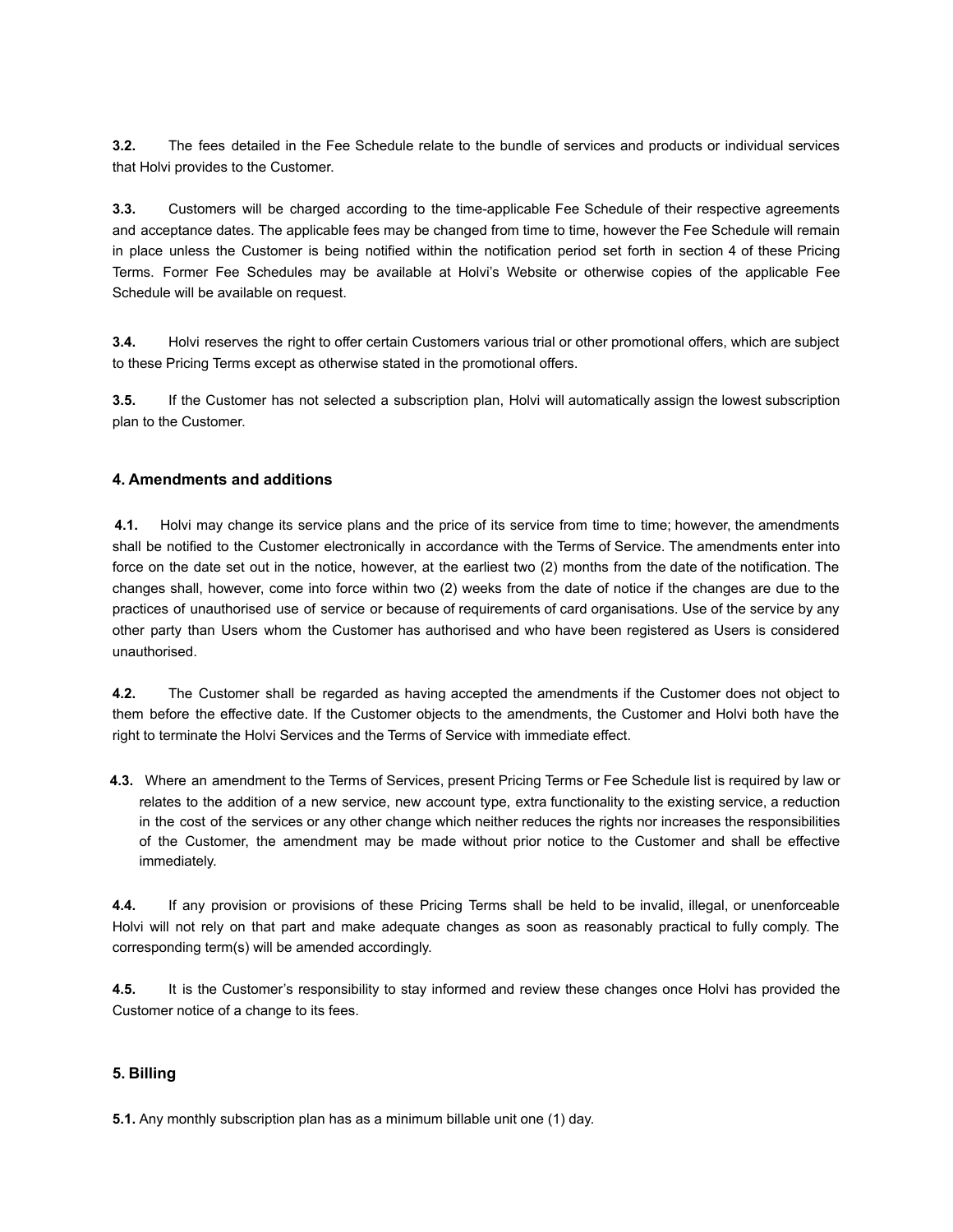**3.2.** The fees detailed in the Fee Schedule relate to the bundle of services and products or individual services that Holvi provides to the Customer.

**3.3.** Customers will be charged according to the time-applicable Fee Schedule of their respective agreements and acceptance dates. The applicable fees may be changed from time to time, however the Fee Schedule will remain in place unless the Customer is being notified within the notification period set forth in section 4 of these Pricing Terms. Former Fee Schedules may be available at Holvi's Website or otherwise copies of the applicable Fee Schedule will be available on request.

**3.4.** Holvi reserves the right to offer certain Customers various trial or other promotional offers, which are subject to these Pricing Terms except as otherwise stated in the promotional offers.

**3.5.** If the Customer has not selected a subscription plan, Holvi will automatically assign the lowest subscription plan to the Customer.

### 4. Amendments and additions

**4.1.** Holvi may change its service plans and the price of its service from time to time; however, the amendments shall be notified to the Customer electronically in accordance with the Terms of Service. The amendments enter into force on the date set out in the notice, however, at the earliest two (2) months from the date of the notification. The changes shall, however, come into force within two (2) weeks from the date of notice if the changes are due to the practices of unauthorised use of service or because of requirements of card organisations. Use of the service by any other party than Users whom the Customer has authorised and who have been registered as Users is considered unauthorised.

**4.2.** The Customer shall be regarded as having accepted the amendments if the Customer does not object to them before the effective date. If the Customer objects to the amendments, the Customer and Holvi both have the right to terminate the Holvi Services and the Terms of Service with immediate effect.

**4.3.** Where an amendment to the Terms of Services, present Pricing Terms or Fee Schedule list is required by law or relates to the addition of a new service, new account type, extra functionality to the existing service, a reduction in the cost of the services or any other change which neither reduces the rights nor increases the responsibilities of the Customer, the amendment may be made without prior notice to the Customer and shall be effective immediately.

**4.4.** If any provision or provisions of these Pricing Terms shall be held to be invalid, illegal, or unenforceable Holvi will not rely on that part and make adequate changes as soon as reasonably practical to fully comply. The corresponding term(s) will be amended accordingly.

**4.5.** It is the Customer's responsibility to stay informed and review these changes once Holvi has provided the Customer notice of a change to its fees.

### 5. Billing

**5.1.** Any monthly subscription plan has as a minimum billable unit one (1) day.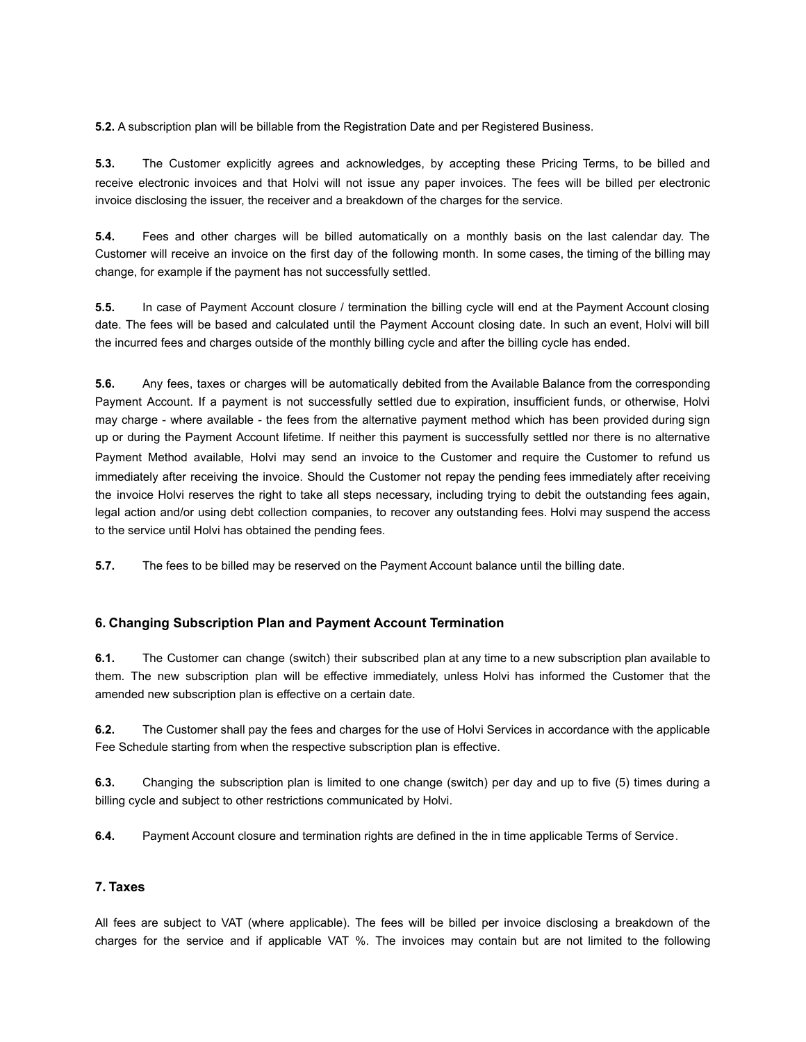**5.2.** A subscription plan will be billable from the Registration Date and per Registered Business.

**5.3.** The Customer explicitly agrees and acknowledges, by accepting these Pricing Terms, to be billed and receive electronic invoices and that Holvi will not issue any paper invoices. The fees will be billed per electronic invoice disclosing the issuer, the receiver and a breakdown of the charges for the service.

**5.4.** Fees and other charges will be billed automatically on a monthly basis on the last calendar day. The Customer will receive an invoice on the first day of the following month. In some cases, the timing of the billing may change, for example if the payment has not successfully settled.

**5.5.** In case of Payment Account closure / termination the billing cycle will end at the Payment Account closing date. The fees will be based and calculated until the Payment Account closing date. In such an event, Holvi will bill the incurred fees and charges outside of the monthly billing cycle and after the billing cycle has ended.

**5.6.** Any fees, taxes or charges will be automatically debited from the Available Balance from the corresponding Payment Account. If a payment is not successfully settled due to expiration, insufficient funds, or otherwise, Holvi may charge - where available - the fees from the alternative payment method which has been provided during sign up or during the Payment Account lifetime. If neither this payment is successfully settled nor there is no alternative Payment Method available, Holvi may send an invoice to the Customer and require the Customer to refund us immediately after receiving the invoice. Should the Customer not repay the pending fees immediately after receiving the invoice Holvi reserves the right to take all steps necessary, including trying to debit the outstanding fees again, legal action and/or using debt collection companies, to recover any outstanding fees. Holvi may suspend the access to the service until Holvi has obtained the pending fees.

**5.7.** The fees to be billed may be reserved on the Payment Account balance until the billing date.

### 6. Changing Subscription Plan and Payment Account Termination

**6.1.** The Customer can change (switch) their subscribed plan at any time to a new subscription plan available to them. The new subscription plan will be effective immediately, unless Holvi has informed the Customer that the amended new subscription plan is effective on a certain date.

**6.2.** The Customer shall pay the fees and charges for the use of Holvi Services in accordance with the applicable Fee Schedule starting from when the respective subscription plan is effective.

**6.3.** Changing the subscription plan is limited to one change (switch) per day and up to five (5) times during a billing cycle and subject to other restrictions communicated by Holvi.

**6.4.** Payment Account closure and termination rights are defined in the in time applicable Terms of Service.

### 7. Taxes

All fees are subject to VAT (where applicable). The fees will be billed per invoice disclosing a breakdown of the charges for the service and if applicable VAT %. The invoices may contain but are not limited to the following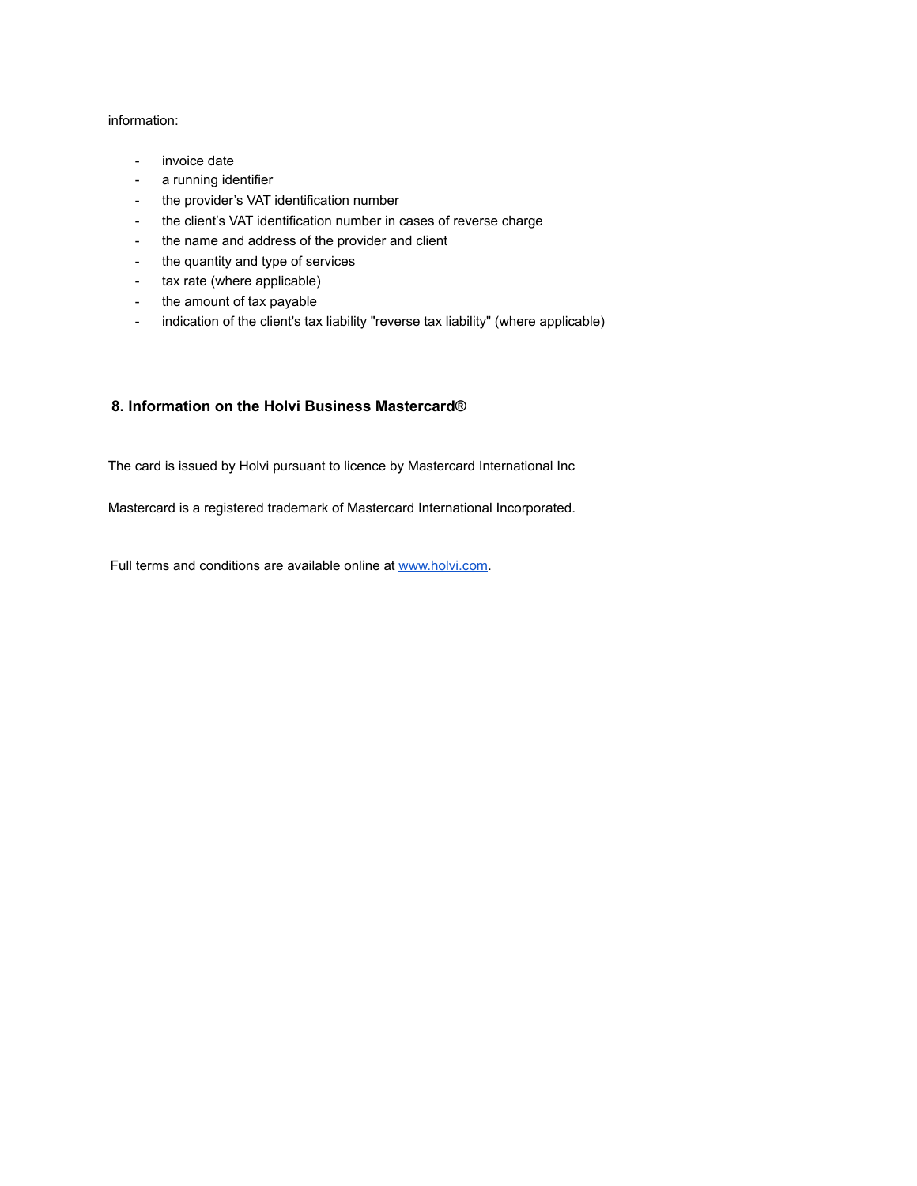information:

- invoice date
- a running identifier
- the provider's VAT identification number
- the client's VAT identification number in cases of reverse charge
- the name and address of the provider and client
- the quantity and type of services
- tax rate (where applicable)
- the amount of tax payable
- indication of the client's tax liability "reverse tax liability" (where applicable)

## 8. Information on the Holvi Business Mastercard®

The card is issued by Holvi pursuant to licence by Mastercard International Inc

Mastercard is a registered trademark of Mastercard International Incorporated.

Full terms and conditions are available online at www.holvi.com.